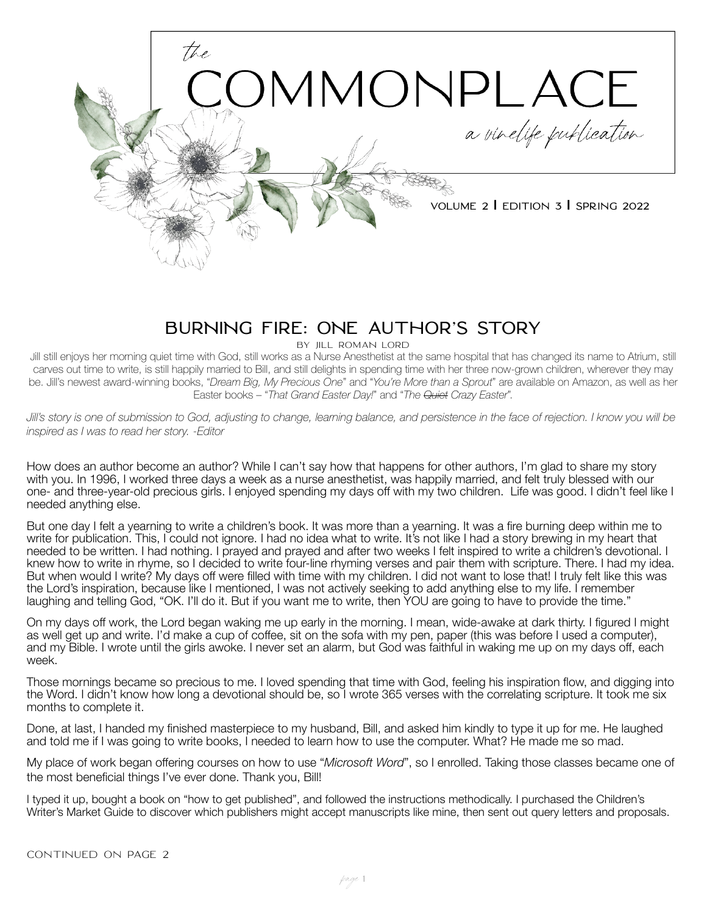*the*

# COMMONPLACE

*a vinelife publication*

VOLUME 2 | EDITION 3 | SPRING 2022

## BURNING FIRE: ONE AUTHOR'S STORY

BY JILL ROMAN LORD

Jill still enjoys her morning quiet time with God, still works as a Nurse Anesthetist at the same hospital that has changed its name to Atrium, still carves out time to write, is still happily married to Bill, and still delights in spending time with her three now-grown children, wherever they may be. Jill's newest award-winning books, "*Dream Big, My Precious One*" and "*You're More than a Sprout*" are available on Amazon, as well as her Easter books – "*That Grand Easter Day!*" and "*The ~~Quiet~~ Crazy Easter*".

*Jill's story is one of submission to God, adjusting to change, learning balance, and persistence in the face of rejection. I know you will be inspired as I was to read her story. -Editor*

How does an author become an author? While I can't say how that happens for other authors, I'm glad to share my story with you. In 1996, I worked three days a week as a nurse anesthetist, was happily married, and felt truly blessed with our one- and three-year-old precious girls. I enjoyed spending my days off with my two children. Life was good. I didn't feel like I needed anything else.

But one day I felt a yearning to write a children's book. It was more than a yearning. It was a fire burning deep within me to write for publication. This, I could not ignore. I had no idea what to write. It's not like I had a story brewing in my heart that needed to be written. I had nothing. I prayed and prayed and after two weeks I felt inspired to write a children's devotional. I knew how to write in rhyme, so I decided to write four-line rhyming verses and pair them with scripture. There. I had my idea. But when would I write? My days off were filled with time with my children. I did not want to lose that! I truly felt like this was the Lord's inspiration, because like I mentioned, I was not actively seeking to add anything else to my life. I remember laughing and telling God, "OK. I'll do it. But if you want me to write, then YOU are going to have to provide the time."

On my days off work, the Lord began waking me up early in the morning. I mean, wide-awake at dark thirty. I figured I might as well get up and write. I'd make a cup of coffee, sit on the sofa with my pen, paper (this was before I used a computer), and my Bible. I wrote until the girls awoke. I never set an alarm, but God was faithful in waking me up on my days off, each week.

Those mornings became so precious to me. I loved spending that time with God, feeling his inspiration flow, and digging into the Word. I didn't know how long a devotional should be, so I wrote 365 verses with the correlating scripture. It took me six months to complete it.

Done, at last, I handed my finished masterpiece to my husband, Bill, and asked him kindly to type it up for me. He laughed and told me if I was going to write books, I needed to learn how to use the computer. What? He made me so mad.

My place of work began offering courses on how to use "*Microsoft Word*", so I enrolled. Taking those classes became one of the most beneficial things I've ever done. Thank you, Bill!

I typed it up, bought a book on "how to get published", and followed the instructions methodically. I purchased the Children's Writer's Market Guide to discover which publishers might accept manuscripts like mine, then sent out query letters and proposals.

CONTINUED ON PAGE 2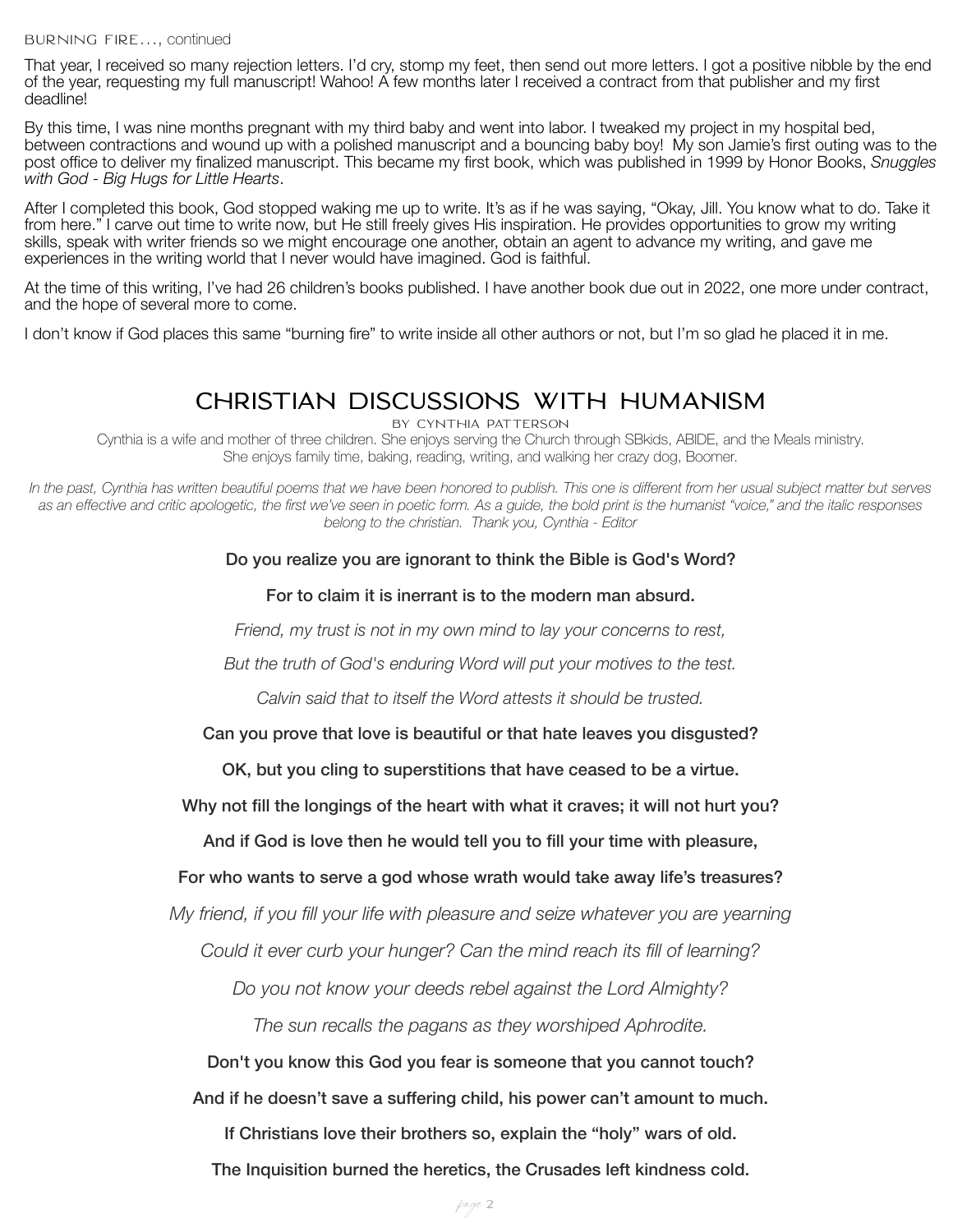BURNING FIRE..., continued

That year, I received so many rejection letters. I'd cry, stomp my feet, then send out more letters. I got a positive nibble by the end of the year, requesting my full manuscript! Wahoo! A few months later I received a contract from that publisher and my first deadline!

By this time, I was nine months pregnant with my third baby and went into labor. I tweaked my project in my hospital bed, between contractions and wound up with a polished manuscript and a bouncing baby boy! My son Jamie's first outing was to the post office to deliver my finalized manuscript. This became my first book, which was published in 1999 by Honor Books, *Snuggles with God - Big Hugs for Little Hearts*.

After I completed this book, God stopped waking me up to write. It's as if he was saying, "Okay, Jill. You know what to do. Take it from here." I carve out time to write now, but He still freely gives His inspiration. He provides opportunities to grow my writing skills, speak with writer friends so we might encourage one another, obtain an agent to advance my writing, and gave me experiences in the writing world that I never would have imagined. God is faithful.

At the time of this writing, I've had 26 children's books published. I have another book due out in 2022, one more under contract, and the hope of several more to come.

I don't know if God places this same "burning fire" to write inside all other authors or not, but I'm so glad he placed it in me.

## CHRISTIAN DISCUSSIONS WITH HUMANISM

BY CYNTHIA PATTERSON

Cynthia is a wife and mother of three children. She enjoys serving the Church through SBkids, ABIDE, and the Meals ministry. She enjoys family time, baking, reading, writing, and walking her crazy dog, Boomer.

*In the past, Cynthia has written beautiful poems that we have been honored to publish. This one is different from her usual subject matter but serves as an effective and critic apologetic, the first we've seen in poetic form. As a guide, the bold print is the humanist "voice," and the italic responses belong to the christian. Thank you, Cynthia - Editor*

**Do you realize you are ignorant to think the Bible is God's Word?**

**For to claim it is inerrant is to the modern man absurd.**

*Friend, my trust is not in my own mind to lay your concerns to rest,*

*But the truth of God's enduring Word will put your motives to the test.*

*Calvin said that to itself the Word attests it should be trusted.*

**Can you prove that love is beautiful or that hate leaves you disgusted?**

**OK, but you cling to superstitions that have ceased to be a virtue.**

**Why not fill the longings of the heart with what it craves; it will not hurt you?**

**And if God is love then he would tell you to fill your time with pleasure,**

**For who wants to serve a god whose wrath would take away life's treasures?**

*My friend, if you fill your life with pleasure and seize whatever you are yearning*

*Could it ever curb your hunger? Can the mind reach its fill of learning?*

*Do you not know your deeds rebel against the Lord Almighty?*

*The sun recalls the pagans as they worshiped Aphrodite.*

**Don't you know this God you fear is someone that you cannot touch?**

**And if he doesn't save a suffering child, his power can't amount to much.**

**If Christians love their brothers so, explain the "holy" wars of old.**

**The Inquisition burned the heretics, the Crusades left kindness cold.**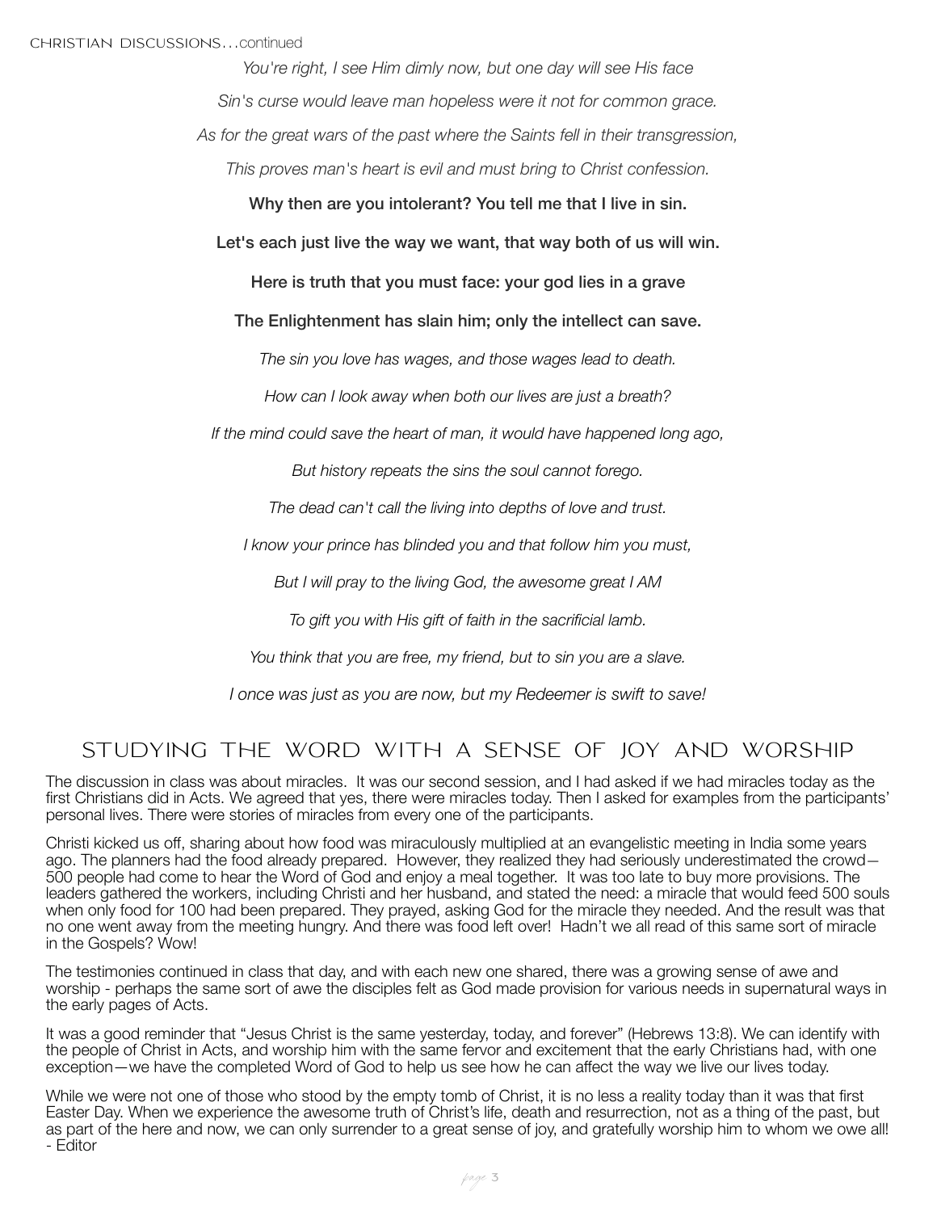*You're right, I see Him dimly now, but one day will see His face*

*Sin's curse would leave man hopeless were it not for common grace.*

*As for the great wars of the past where the Saints fell in their transgression,*

*This proves man's heart is evil and must bring to Christ confession.*

**Why then are you intolerant? You tell me that I live in sin.**

**Let's each just live the way we want, that way both of us will win.**

**Here is truth that you must face: your god lies in a grave**

**The Enlightenment has slain him; only the intellect can save.**

*The sin you love has wages, and those wages lead to death.*

*How can I look away when both our lives are just a breath?*

*If the mind could save the heart of man, it would have happened long ago,*

*But history repeats the sins the soul cannot forego.*

*The dead can't call the living into depths of love and trust.*

*I know your prince has blinded you and that follow him you must,*

*But I will pray to the living God, the awesome great I AM*

*To gift you with His gift of faith in the sacrificial lamb.*

*You think that you are free, my friend, but to sin you are a slave.*

*I once was just as you are now, but my Redeemer is swift to save!*

## STUDYING THE WORD WITH A SENSE OF JOY AND WORSHIP

The discussion in class was about miracles. It was our second session, and I had asked if we had miracles today as the first Christians did in Acts. We agreed that yes, there were miracles today. Then I asked for examples from the participants' personal lives. There were stories of miracles from every one of the participants.

Christi kicked us off, sharing about how food was miraculously multiplied at an evangelistic meeting in India some years ago. The planners had the food already prepared. However, they realized they had seriously underestimated the crowd—500 people had come to hear the Word of God and enjoy a meal together. It was too late to buy more provisions. The leaders gathered the workers, including Christi and her husband, and stated the need: a miracle that would feed 500 souls when only food for 100 had been prepared. They prayed, asking God for the miracle they needed. And the result was that no one went away from the meeting hungry. And there was food left over! Hadn't we all read of this same sort of miracle in the Gospels? Wow!

The testimonies continued in class that day, and with each new one shared, there was a growing sense of awe and worship - perhaps the same sort of awe the disciples felt as God made provision for various needs in supernatural ways in the early pages of Acts.

It was a good reminder that "Jesus Christ is the same yesterday, today, and forever" (Hebrews 13:8). We can identify with the people of Christ in Acts, and worship him with the same fervor and excitement that the early Christians had, with one exception—we have the completed Word of God to help us see how he can affect the way we live our lives today.

While we were not one of those who stood by the empty tomb of Christ, it is no less a reality today than it was that first Easter Day. When we experience the awesome truth of Christ's life, death and resurrection, not as a thing of the past, but as part of the here and now, we can only surrender to a great sense of joy, and gratefully worship him to whom we owe all!
- Editor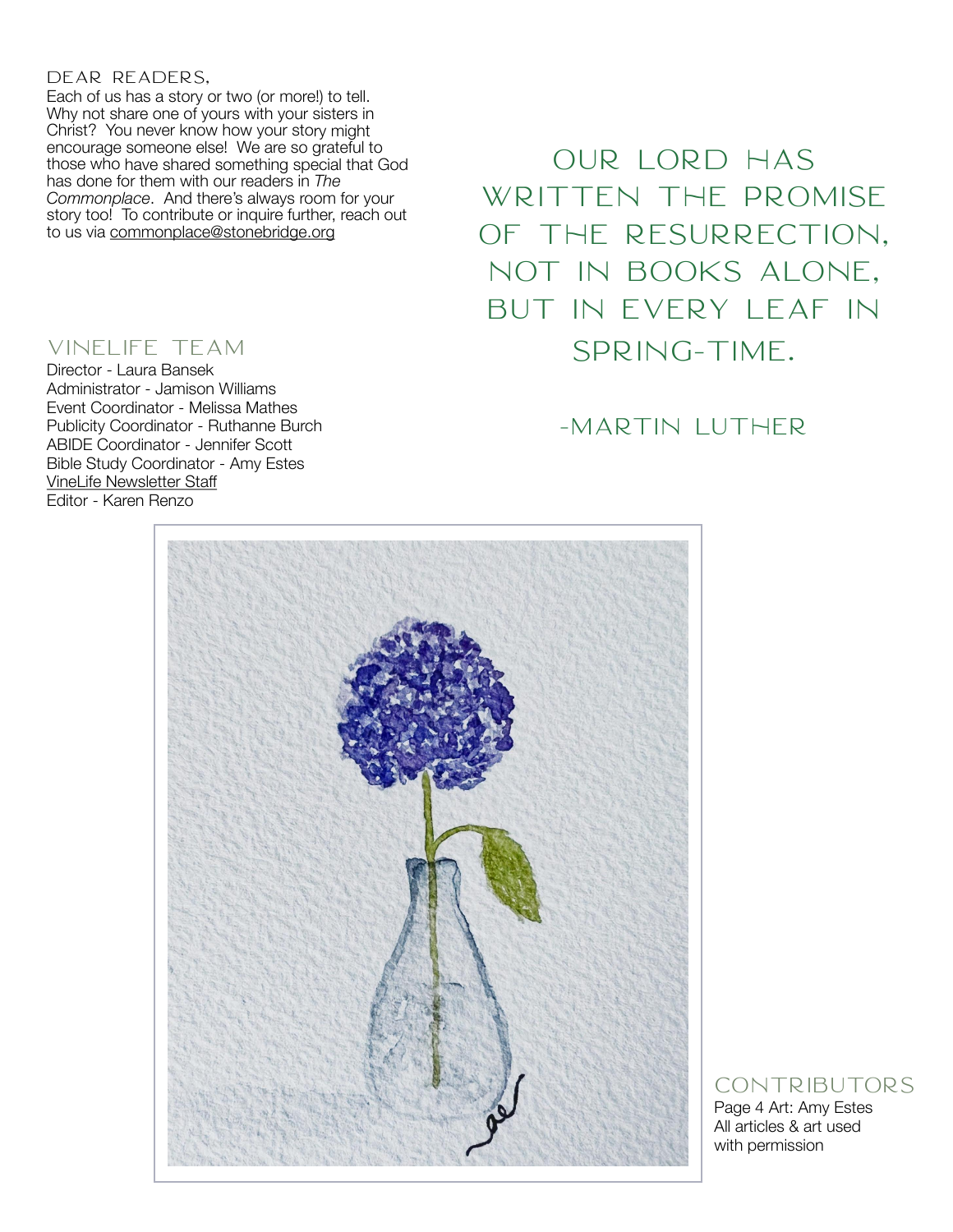## DEAR READERS,

Each of us has a story or two (or more!) to tell. Why not share one of yours with your sisters in Christ? You never know how your story might encourage someone else! We are so grateful to those who have shared something special that God has done for them with our readers in *The Commonplace*. And there's always room for your story too! To contribute or inquire further, reach out to us via commonplace@stonebridge.org

## OUR LORD HAS WRITTEN THE PROMISE OF THE RESURRECTION, NOT IN BOOKS ALONE, BUT IN EVERY LEAF IN SPRING-TIME.

## -MARTIN LUTHER

## VINELIFE TEAM

Director - Laura Bansek
Administrator - Jamison Williams
Event Coordinator - Melissa Mathes
Publicity Coordinator - Ruthanne Burch
ABIDE Coordinator - Jennifer Scott
Bible Study Coordinator - Amy Estes
VineLife Newsletter Staff
Editor - Karen Renzo

## CONTRIBUTORS

Page 4 Art: Amy Estes
All articles & art used with permission